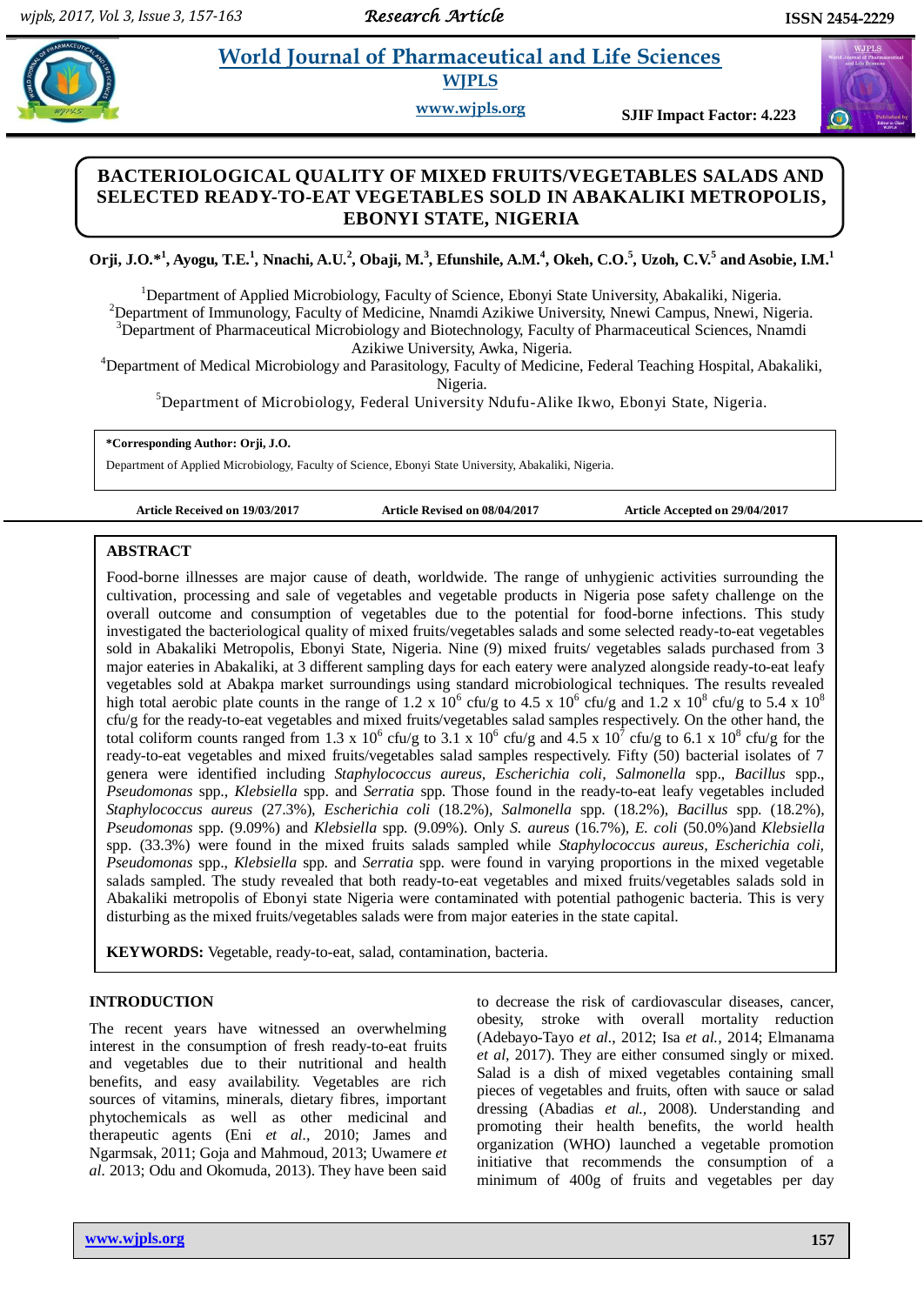# BACTERIOLOGICAL QUALITY OF MIXED FRUITS/VEGETABLES SALADS AND SELECTED READY-TO-EAT VEGETABLES SOLD IN ABAKALIKI METROPOLIS, EBONYI STATE, NIGERIA

**Orji, J.O.*[1], Ayogu, T.E.[1], Nnachi, A.U.[2], Obaji, M.[3], Efunshile, A.M.[4], Okeh, C.O.[5], Uzoh, C.V.[5] and Asobie, I.M.[1]**

[1]Department of Applied Microbiology, Faculty of Science, Ebonyi State University, Abakaliki, Nigeria.
[2]Department of Immunology, Faculty of Medicine, Nnamdi Azikiwe University, Nnewi Campus, Nnewi, Nigeria.
[3]Department of Pharmaceutical Microbiology and Biotechnology, Faculty of Pharmaceutical Sciences, Nnamdi Azikiwe University, Awka, Nigeria.
[4]Department of Medical Microbiology and Parasitology, Faculty of Medicine, Federal Teaching Hospital, Abakaliki, Nigeria.
[5]Department of Microbiology, Federal University Ndufu-Alike Ikwo, Ebonyi State, Nigeria.

**\*Corresponding Author: Orji, J.O.**

Department of Applied Microbiology, Faculty of Science, Ebonyi State University, Abakaliki, Nigeria.

**Article Received on 19/03/2017** **Article Revised on 08/04/2017** **Article Accepted on 29/04/2017**

## ABSTRACT

Food-borne illnesses are major cause of death, worldwide. The range of unhygienic activities surrounding the cultivation, processing and sale of vegetables and vegetable products in Nigeria pose safety challenge on the overall outcome and consumption of vegetables due to the potential for food-borne infections. This study investigated the bacteriological quality of mixed fruits/vegetables salads and some selected ready-to-eat vegetables sold in Abakaliki Metropolis, Ebonyi State, Nigeria. Nine (9) mixed fruits/ vegetables salads purchased from 3 major eateries in Abakaliki, at 3 different sampling days for each eatery were analyzed alongside ready-to-eat leafy vegetables sold at Abakpa market surroundings using standard microbiological techniques. The results revealed high total aerobic plate counts in the range of $1.2 \times 10^6$ cfu/g to $4.5 \times 10^6$ cfu/g and $1.2 \times 10^8$ cfu/g to $5.4 \times 10^8$ cfu/g for the ready-to-eat vegetables and mixed fruits/vegetables salad samples respectively. On the other hand, the total coliform counts ranged from $1.3 \times 10^6$ cfu/g to $3.1 \times 10^6$ cfu/g and $4.5 \times 10^7$ cfu/g to $6.1 \times 10^8$ cfu/g for the ready-to-eat vegetables and mixed fruits/vegetables salad samples respectively. Fifty (50) bacterial isolates of 7 genera were identified including *Staphylococcus aureus, Escherichia coli, Salmonella* spp., *Bacillus* spp., *Pseudomonas* spp., *Klebsiella* spp. and *Serratia* spp. Those found in the ready-to-eat leafy vegetables included *Staphylococcus aureus* (27.3%), *Escherichia coli* (18.2%), *Salmonella* spp. (18.2%), *Bacillus* spp. (18.2%), *Pseudomonas* spp. (9.09%) and *Klebsiella* spp. (9.09%). Only *S. aureus* (16.7%), *E. coli* (50.0%)and *Klebsiella* spp. (33.3%) were found in the mixed fruits salads sampled while *Staphylococcus aureus, Escherichia coli, Pseudomonas* spp., *Klebsiella* spp. and *Serratia* spp. were found in varying proportions in the mixed vegetable salads sampled. The study revealed that both ready-to-eat vegetables and mixed fruits/vegetables salads sold in Abakaliki metropolis of Ebonyi state Nigeria were contaminated with potential pathogenic bacteria. This is very disturbing as the mixed fruits/vegetables salads were from major eateries in the state capital.

**KEYWORDS:** Vegetable, ready-to-eat, salad, contamination, bacteria.

## INTRODUCTION

The recent years have witnessed an overwhelming interest in the consumption of fresh ready-to-eat fruits and vegetables due to their nutritional and health benefits, and easy availability. Vegetables are rich sources of vitamins, minerals, dietary fibres, important phytochemicals as well as other medicinal and therapeutic agents (Eni *et al.*, 2010; James and Ngarmsak, 2011; Goja and Mahmoud, 2013; Uwamere *et al.* 2013; Odu and Okomuda, 2013). They have been said to decrease the risk of cardiovascular diseases, cancer, obesity, stroke with overall mortality reduction (Adebayo-Tayo *et al*., 2012; Isa *et al.*, 2014; Elmanama *et al*, 2017). They are either consumed singly or mixed. Salad is a dish of mixed vegetables containing small pieces of vegetables and fruits, often with sauce or salad dressing (Abadias *et al.*, 2008). Understanding and promoting their health benefits, the world health organization (WHO) launched a vegetable promotion initiative that recommends the consumption of a minimum of 400g of fruits and vegetables per day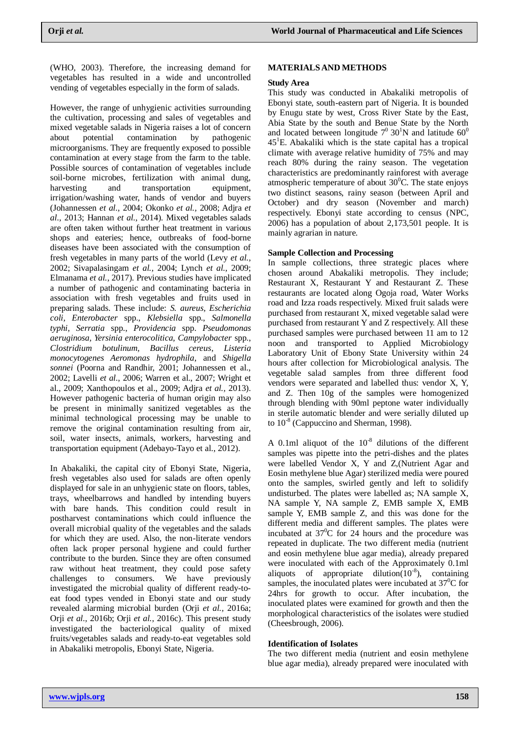(WHO, 2003). Therefore, the increasing demand for vegetables has resulted in a wide and uncontrolled vending of vegetables especially in the form of salads.

However, the range of unhygienic activities surrounding the cultivation, processing and sales of vegetables and mixed vegetable salads in Nigeria raises a lot of concern about potential contamination by pathogenic microorganisms. They are frequently exposed to possible contamination at every stage from the farm to the table. Possible sources of contamination of vegetables include soil-borne microbes, fertilization with animal dung, harvesting and transportation equipment, irrigation/washing water, hands of vendor and buyers (Johannessen *et al.*, 2004; Okonko *et al.*, 2008; Adjra *et al*., 2013; Hannan *et al.*, 2014). Mixed vegetables salads are often taken without further heat treatment in various shops and eateries; hence, outbreaks of food-borne diseases have been associated with the consumption of fresh vegetables in many parts of the world (Levy *et al.*, 2002; Sivapalasingam *et al.*, 2004; Lynch *et al.*, 2009; Elmanama *et al.*, 2017). Previous studies have implicated a number of pathogenic and contaminating bacteria in association with fresh vegetables and fruits used in preparing salads. These include: *S. aureus, Escherichia coli, Enterobacter* spp., *Klebsiella* spp., *Salmonella typhi*, *Serratia* spp., *Providencia* spp. *Pseudomonas aeruginosa*, *Yersinia enterocolitica, Campylobacter* spp., *Clostridium botulinum, Bacillus cereus, Listeria monocytogenes Aeromonas hydrophila*, and *Shigella sonnei* (Poorna and Randhir, 2001; Johannessen et al., 2002; Lavelli *et al*., 2006; Warren et al., 2007; Wright et al., 2009; Xanthopoulos et al., 2009; Adjra *et al.*, 2013). However pathogenic bacteria of human origin may also be present in minimally sanitized vegetables as the minimal technological processing may be unable to remove the original contamination resulting from air, soil, water insects, animals, workers, harvesting and transportation equipment (Adebayo-Tayo et al., 2012).

In Abakaliki, the capital city of Ebonyi State, Nigeria, fresh vegetables also used for salads are often openly displayed for sale in an unhygienic state on floors, tables, trays, wheelbarrows and handled by intending buyers with bare hands. This condition could result in postharvest contaminations which could influence the overall microbial quality of the vegetables and the salads for which they are used. Also, the non-literate vendors often lack proper personal hygiene and could further contribute to the burden. Since they are often consumed raw without heat treatment, they could pose safety challenges to consumers. We have previously investigated the microbial quality of different ready-to-eat food types vended in Ebonyi state and our study revealed alarming microbial burden (Orji *et al.,* 2016a; Orji *et al*., 2016b; Orji *et al.*, 2016c). This present study investigated the bacteriological quality of mixed fruits/vegetables salads and ready-to-eat vegetables sold in Abakaliki metropolis, Ebonyi State, Nigeria.

## MATERIALS AND METHODS

### Study Area

This study was conducted in Abakaliki metropolis of Ebonyi state, south-eastern part of Nigeria. It is bounded by Enugu state by west, Cross River State by the East, Abia State by the south and Benue State by the North and located between longitude $7^0$ $30^1$N and latitude $60^0$ $45^1$E. Abakaliki which is the state capital has a tropical climate with average relative humidity of 75% and may reach 80% during the rainy season. The vegetation characteristics are predominantly rainforest with average atmospheric temperature of about $30^0$C. The state enjoys two distinct seasons, rainy season (between April and October) and dry season (November and march) respectively. Ebonyi state according to census (NPC, 2006) has a population of about 2,173,501 people. It is mainly agrarian in nature.

### Sample Collection and Processing

In sample collections, three strategic places where chosen around Abakaliki metropolis. They include; Restaurant X, Restaurant Y and Restaurant Z. These restaurants are located along Ogoja road, Water Works road and Izza roads respectively. Mixed fruit salads were purchased from restaurant X, mixed vegetable salad were purchased from restaurant Y and Z respectively. All these purchased samples were purchased between 11 am to 12 noon and transported to Applied Microbiology Laboratory Unit of Ebony State University within 24 hours after collection for Microbiological analysis. The vegetable salad samples from three different food vendors were separated and labelled thus: vendor X, Y, and Z. Then 10g of the samples were homogenized through blending with 90ml peptone water individually in sterile automatic blender and were serially diluted up to $10^{-8}$ (Cappuccino and Sherman, 1998).

A 0.1ml aliquot of the $10^{-8}$ dilutions of the different samples was pipette into the petri-dishes and the plates were labelled Vendor X, Y and Z,(Nutrient Agar and Eosin methylene blue Agar) sterilized media were poured onto the samples, swirled gently and left to solidify undisturbed. The plates were labelled as; NA sample X, NA sample Y, NA sample Z, EMB sample X, EMB sample Y, EMB sample Z, and this was done for the different media and different samples. The plates were incubated at $37^0$C for 24 hours and the procedure was repeated in duplicate. The two different media (nutrient and eosin methylene blue agar media), already prepared were inoculated with each of the Approximately 0.1ml aliquots of appropriate dilution($10^{-8}$), containing samples, the inoculated plates were incubated at $37^0$C for 24hrs for growth to occur. After incubation, the inoculated plates were examined for growth and then the morphological characteristics of the isolates were studied (Cheesbrough, 2006).

### Identification of Isolates

The two different media (nutrient and eosin methylene blue agar media), already prepared were inoculated with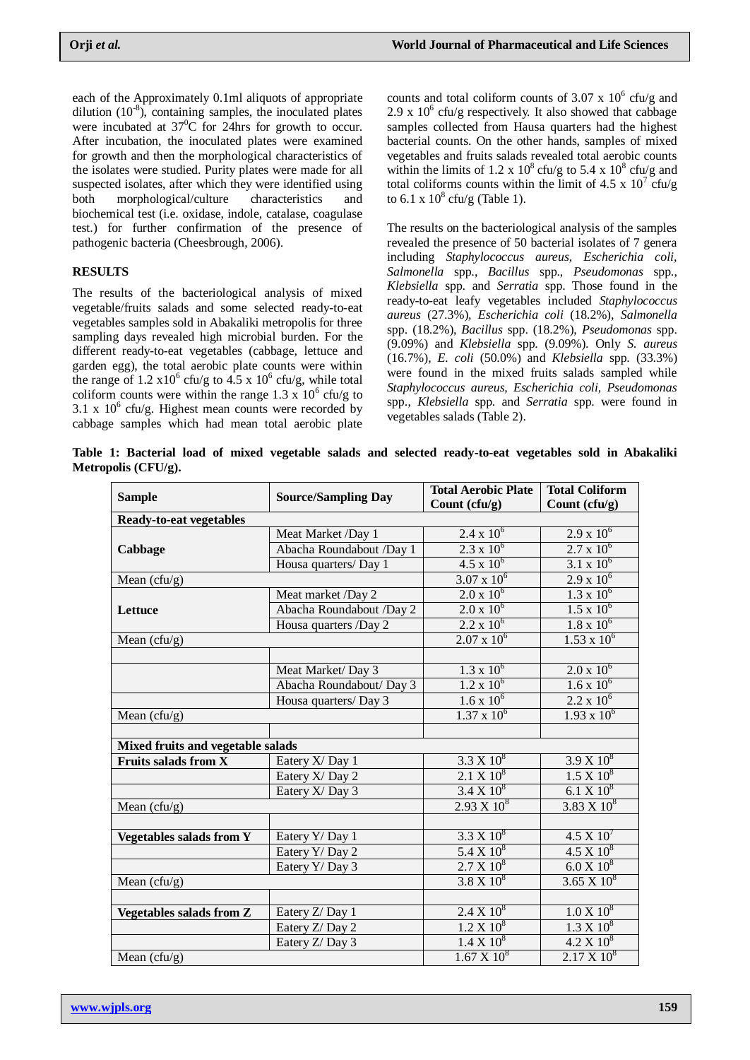each of the Approximately 0.1ml aliquots of appropriate dilution ($10^{-8}$), containing samples, the inoculated plates were incubated at $37^0$C for 24hrs for growth to occur. After incubation, the inoculated plates were examined for growth and then the morphological characteristics of the isolates were studied. Purity plates were made for all suspected isolates, after which they were identified using both morphological/culture characteristics and biochemical test (i.e. oxidase, indole, catalase, coagulase test.) for further confirmation of the presence of pathogenic bacteria (Cheesbrough, 2006).

## RESULTS

The results of the bacteriological analysis of mixed vegetable/fruits salads and some selected ready-to-eat vegetables samples sold in Abakaliki metropolis for three sampling days revealed high microbial burden. For the different ready-to-eat vegetables (cabbage, lettuce and garden egg), the total aerobic plate counts were within the range of 1.2 x$10^6$ cfu/g to 4.5 x $10^6$ cfu/g, while total coliform counts were within the range 1.3 x $10^6$ cfu/g to 3.1 x $10^6$ cfu/g. Highest mean counts were recorded by cabbage samples which had mean total aerobic plate counts and total coliform counts of 3.07 x $10^6$ cfu/g and 2.9 x $10^6$ cfu/g respectively. It also showed that cabbage samples collected from Hausa quarters had the highest bacterial counts. On the other hands, samples of mixed vegetables and fruits salads revealed total aerobic counts within the limits of 1.2 x $10^8$ cfu/g to 5.4 x $10^8$ cfu/g and total coliforms counts within the limit of 4.5 x $10^7$ cfu/g to 6.1 x $10^8$ cfu/g (Table 1).

The results on the bacteriological analysis of the samples revealed the presence of 50 bacterial isolates of 7 genera including *Staphylococcus aureus, Escherichia coli, Salmonella* spp., *Bacillus* spp., *Pseudomonas* spp., *Klebsiella* spp. and *Serratia* spp. Those found in the ready-to-eat leafy vegetables included *Staphylococcus aureus* (27.3%), *Escherichia coli* (18.2%), *Salmonella* spp. (18.2%), *Bacillus* spp. (18.2%), *Pseudomonas* spp. (9.09%) and *Klebsiella* spp. (9.09%). Only *S. aureus* (16.7%), *E. coli* (50.0%) and *Klebsiella* spp. (33.3%) were found in the mixed fruits salads sampled while *Staphylococcus aureus, Escherichia coli, Pseudomonas* spp., *Klebsiella* spp. and *Serratia* spp. were found in vegetables salads (Table 2).

**Table 1: Bacterial load of mixed vegetable salads and selected ready-to-eat vegetables sold in Abakaliki Metropolis (CFU/g).**

| Sample | Source/Sampling Day | Total Aerobic Plate Count (cfu/g) | Total Coliform Count (cfu/g) |
|---|---|---|---|
| **Ready-to-eat vegetables** | | | |
| **Cabbage** | Meat Market /Day 1 | 2.4 x $10^6$ | 2.9 x $10^6$ |
| | Abacha Roundabout /Day 1 | 2.3 x $10^6$ | 2.7 x $10^6$ |
| | Housa quarters/ Day 1 | 4.5 x $10^6$ | 3.1 x $10^6$ |
| Mean (cfu/g) | | 3.07 x $10^6$ | 2.9 x $10^6$ |
| **Lettuce** | Meat market /Day 2 | 2.0 x $10^6$ | 1.3 x $10^6$ |
| | Abacha Roundabout /Day 2 | 2.0 x $10^6$ | 1.5 x $10^6$ |
| | Housa quarters /Day 2 | 2.2 x $10^6$ | 1.8 x $10^6$ |
| Mean (cfu/g) | | 2.07 x $10^6$ | 1.53 x $10^6$ |
| | | | |
| | Meat Market/ Day 3 | 1.3 x $10^6$ | 2.0 x $10^6$ |
| | Abacha Roundabout/ Day 3 | 1.2 x $10^6$ | 1.6 x $10^6$ |
| | Housa quarters/ Day 3 | 1.6 x $10^6$ | 2.2 x $10^6$ |
| Mean (cfu/g) | | 1.37 x $10^6$ | 1.93 x $10^6$ |
| | | | |
| **Mixed fruits and vegetable salads** | | | |
| **Fruits salads from X** | Eatery X/ Day 1 | 3.3 X $10^8$ | 3.9 X $10^8$ |
| | Eatery X/ Day 2 | 2.1 X $10^8$ | 1.5 X $10^8$ |
| | Eatery X/ Day 3 | 3.4 X $10^8$ | 6.1 X $10^8$ |
| Mean (cfu/g) | | 2.93 X $10^8$ | 3.83 X $10^8$ |
| | | | |
| **Vegetables salads from Y** | Eatery Y/ Day 1 | 3.3 X $10^8$ | 4.5 X $10^7$ |
| | Eatery Y/ Day 2 | 5.4 X $10^8$ | 4.5 X $10^8$ |
| | Eatery Y/ Day 3 | 2.7 X $10^8$ | 6.0 X $10^8$ |
| Mean (cfu/g) | | 3.8 X $10^8$ | 3.65 X $10^8$ |
| | | | |
| **Vegetables salads from Z** | Eatery Z/ Day 1 | 2.4 X $10^8$ | 1.0 X $10^8$ |
| | Eatery Z/ Day 2 | 1.2 X $10^8$ | 1.3 X $10^8$ |
| | Eatery Z/ Day 3 | 1.4 X $10^8$ | 4.2 X $10^8$ |
| Mean (cfu/g) | | 1.67 X $10^8$ | 2.17 X $10^8$ |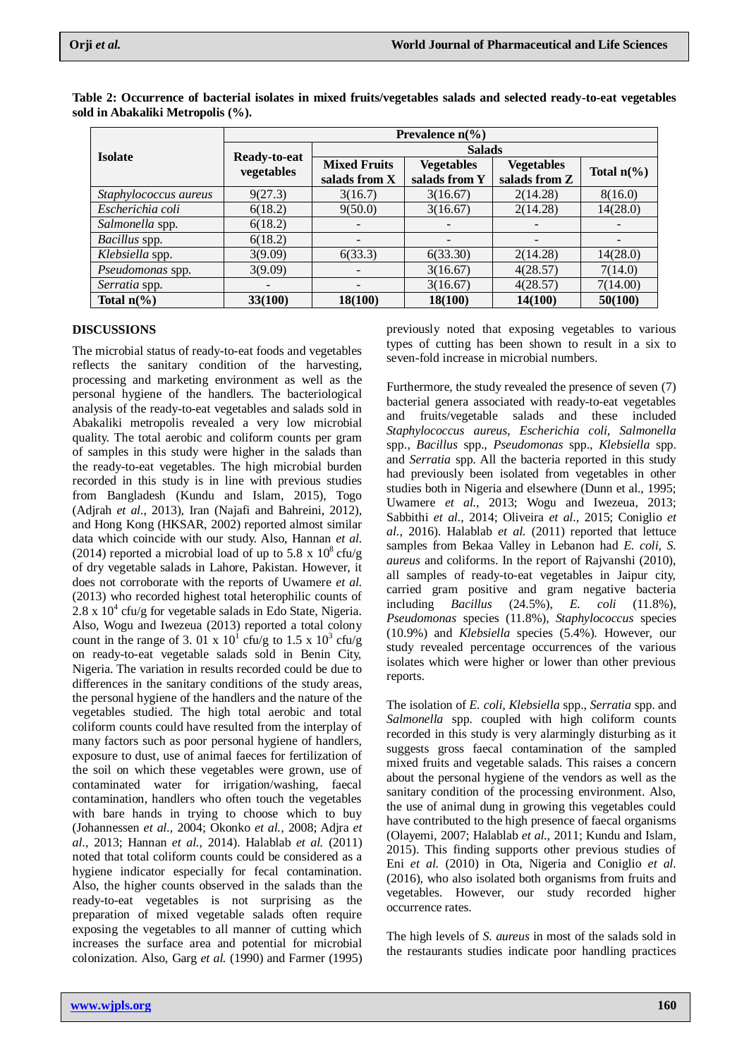**Table 2: Occurrence of bacterial isolates in mixed fruits/vegetables salads and selected ready-to-eat vegetables sold in Abakaliki Metropolis (%).**

| Isolate | Prevalence n(%) | | | | |
|---|---|---|---|---|---|
| | Ready-to-eat vegetables | Salads | | | |
| | | Mixed Fruits salads from X | Vegetables salads from Y | Vegetables salads from Z | Total n(%) |
| *Staphylococcus aureus* | 9(27.3) | 3(16.7) | 3(16.67) | 2(14.28) | 8(16.0) |
| *Escherichia coli* | 6(18.2) | 9(50.0) | 3(16.67) | 2(14.28) | 14(28.0) |
| *Salmonella* spp. | 6(18.2) | - | - | - | - |
| *Bacillus* spp. | 6(18.2) | - | - | - | - |
| *Klebsiella* spp. | 3(9.09) | 6(33.3) | 6(33.30) | 2(14.28) | 14(28.0) |
| *Pseudomonas* spp. | 3(9.09) | - | 3(16.67) | 4(28.57) | 7(14.0) |
| *Serratia* spp. | - | - | 3(16.67) | 4(28.57) | 7(14.00) |
| **Total n(%)** | **33(100)** | **18(100)** | **18(100)** | **14(100)** | **50(100)** |

## DISCUSSIONS

The microbial status of ready-to-eat foods and vegetables reflects the sanitary condition of the harvesting, processing and marketing environment as well as the personal hygiene of the handlers. The bacteriological analysis of the ready-to-eat vegetables and salads sold in Abakaliki metropolis revealed a very low microbial quality. The total aerobic and coliform counts per gram of samples in this study were higher in the salads than the ready-to-eat vegetables. The high microbial burden recorded in this study is in line with previous studies from Bangladesh (Kundu and Islam, 2015), Togo (Adjrah *et al.*, 2013), Iran (Najafi and Bahreini, 2012), and Hong Kong (HKSAR, 2002) reported almost similar data which coincide with our study. Also, Hannan *et al.* (2014) reported a microbial load of up to 5.8 x $10^8$ cfu/g of dry vegetable salads in Lahore, Pakistan. However, it does not corroborate with the reports of Uwamere *et al.* (2013) who recorded highest total heterophilic counts of 2.8 x $10^4$ cfu/g for vegetable salads in Edo State, Nigeria. Also, Wogu and Iwezeua (2013) reported a total colony count in the range of 3. 01 x $10^1$ cfu/g to 1.5 x $10^3$ cfu/g on ready-to-eat vegetable salads sold in Benin City, Nigeria. The variation in results recorded could be due to differences in the sanitary conditions of the study areas, the personal hygiene of the handlers and the nature of the vegetables studied. The high total aerobic and total coliform counts could have resulted from the interplay of many factors such as poor personal hygiene of handlers, exposure to dust, use of animal faeces for fertilization of the soil on which these vegetables were grown, use of contaminated water for irrigation/washing, faecal contamination, handlers who often touch the vegetables with bare hands in trying to choose which to buy (Johannessen *et al.*, 2004; Okonko *et al.*, 2008; Adjra *et al.*, 2013; Hannan *et al.*, 2014). Halablab *et al.* (2011) noted that total coliform counts could be considered as a hygiene indicator especially for fecal contamination. Also, the higher counts observed in the salads than the ready-to-eat vegetables is not surprising as the preparation of mixed vegetable salads often require exposing the vegetables to all manner of cutting which increases the surface area and potential for microbial colonization. Also, Garg *et al.* (1990) and Farmer (1995) previously noted that exposing vegetables to various types of cutting has been shown to result in a six to seven-fold increase in microbial numbers.

Furthermore, the study revealed the presence of seven (7) bacterial genera associated with ready-to-eat vegetables and fruits/vegetable salads and these included *Staphylococcus aureus*, *Escherichia coli*, *Salmonella* spp., *Bacillus* spp., *Pseudomonas* spp., *Klebsiella* spp. and *Serratia* spp. All the bacteria reported in this study had previously been isolated from vegetables in other studies both in Nigeria and elsewhere (Dunn et al., 1995; Uwamere *et al.*, 2013; Wogu and Iwezeua, 2013; Sabbithi *et al.*, 2014; Oliveira *et al.*, 2015; Coniglio *et al.*, 2016). Halablab *et al.* (2011) reported that lettuce samples from Bekaa Valley in Lebanon had *E. coli, S. aureus* and coliforms. In the report of Rajvanshi (2010), all samples of ready-to-eat vegetables in Jaipur city, carried gram positive and gram negative bacteria including *Bacillus* (24.5%), *E. coli* (11.8%), *Pseudomonas* species (11.8%), *Staphylococcus* species (10.9%) and *Klebsiella* species (5.4%). However, our study revealed percentage occurrences of the various isolates which were higher or lower than other previous reports.

The isolation of *E. coli, Klebsiella* spp., *Serratia* spp. and *Salmonella* spp. coupled with high coliform counts recorded in this study is very alarmingly disturbing as it suggests gross faecal contamination of the sampled mixed fruits and vegetable salads. This raises a concern about the personal hygiene of the vendors as well as the sanitary condition of the processing environment. Also, the use of animal dung in growing this vegetables could have contributed to the high presence of faecal organisms (Olayemi, 2007; Halablab *et al.*, 2011; Kundu and Islam, 2015). This finding supports other previous studies of Eni *et al.* (2010) in Ota, Nigeria and Coniglio *et al.* (2016), who also isolated both organisms from fruits and vegetables. However, our study recorded higher occurrence rates.

The high levels of *S. aureus* in most of the salads sold in the restaurants studies indicate poor handling practices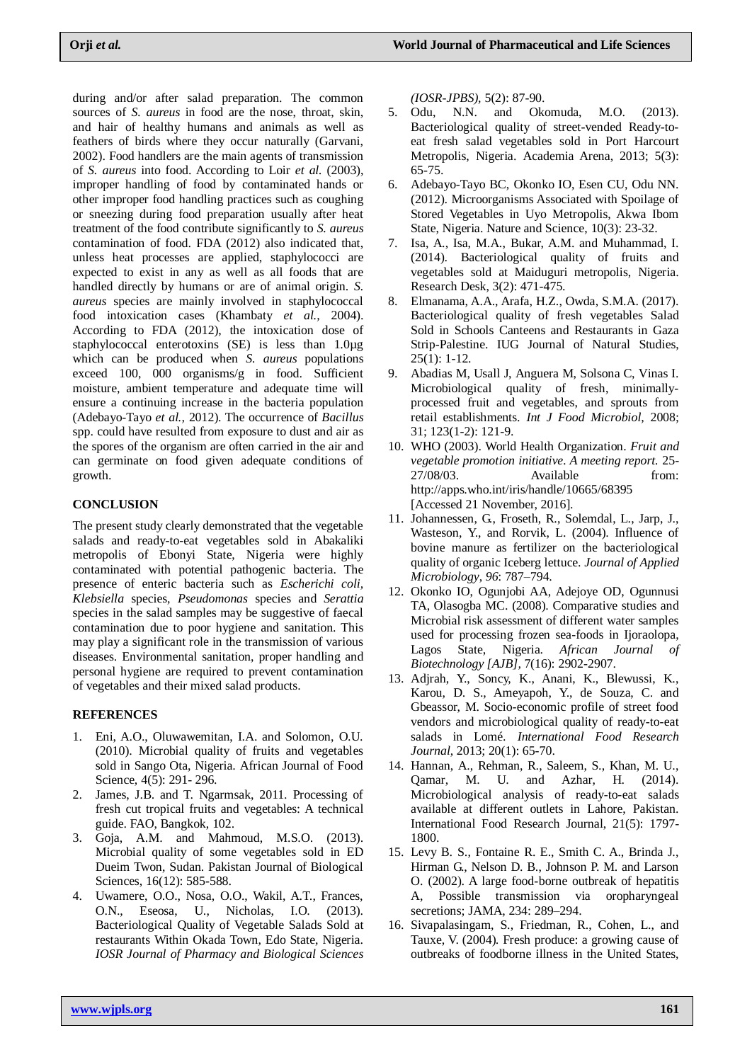during and/or after salad preparation. The common sources of *S. aureus* in food are the nose, throat, skin, and hair of healthy humans and animals as well as feathers of birds where they occur naturally (Garvani, 2002). Food handlers are the main agents of transmission of *S. aureus* into food. According to Loir *et al.* (2003), improper handling of food by contaminated hands or other improper food handling practices such as coughing or sneezing during food preparation usually after heat treatment of the food contribute significantly to *S. aureus* contamination of food. FDA (2012) also indicated that, unless heat processes are applied, staphylococci are expected to exist in any as well as all foods that are handled directly by humans or are of animal origin. *S. aureus* species are mainly involved in staphylococcal food intoxication cases (Khambaty *et al.,* 2004). According to FDA (2012), the intoxication dose of staphylococcal enterotoxins (SE) is less than 1.0µg which can be produced when *S. aureus* populations exceed 100, 000 organisms/g in food. Sufficient moisture, ambient temperature and adequate time will ensure a continuing increase in the bacteria population (Adebayo-Tayo *et al.,* 2012). The occurrence of *Bacillus* spp. could have resulted from exposure to dust and air as the spores of the organism are often carried in the air and can germinate on food given adequate conditions of growth.

## CONCLUSION

The present study clearly demonstrated that the vegetable salads and ready-to-eat vegetables sold in Abakaliki metropolis of Ebonyi State, Nigeria were highly contaminated with potential pathogenic bacteria. The presence of enteric bacteria such as *Escherichi coli, Klebsiella* species, *Pseudomonas* species and *Serattia* species in the salad samples may be suggestive of faecal contamination due to poor hygiene and sanitation. This may play a significant role in the transmission of various diseases. Environmental sanitation, proper handling and personal hygiene are required to prevent contamination of vegetables and their mixed salad products.

## REFERENCES

1. Eni, A.O., Oluwawemitan, I.A. and Solomon, O.U. (2010). Microbial quality of fruits and vegetables sold in Sango Ota, Nigeria. African Journal of Food Science, 4(5): 291- 296.
2. James, J.B. and T. Ngarmsak, 2011. Processing of fresh cut tropical fruits and vegetables: A technical guide. FAO, Bangkok, 102.
3. Goja, A.M. and Mahmoud, M.S.O. (2013). Microbial quality of some vegetables sold in ED Dueim Twon, Sudan. Pakistan Journal of Biological Sciences, 16(12): 585-588.
4. Uwamere, O.O., Nosa, O.O., Wakil, A.T., Frances, O.N., Eseosa, U., Nicholas, I.O. (2013). Bacteriological Quality of Vegetable Salads Sold at restaurants Within Okada Town, Edo State, Nigeria. *IOSR Journal of Pharmacy and Biological Sciences (IOSR-JPBS)*, 5(2): 87-90.
5. Odu, N.N. and Okomuda, M.O. (2013). Bacteriological quality of street-vended Ready-to-eat fresh salad vegetables sold in Port Harcourt Metropolis, Nigeria. Academia Arena, 2013; 5(3): 65-75.
6. Adebayo-Tayo BC, Okonko IO, Esen CU, Odu NN. (2012). Microorganisms Associated with Spoilage of Stored Vegetables in Uyo Metropolis, Akwa Ibom State, Nigeria. Nature and Science, 10(3): 23-32.
7. Isa, A., Isa, M.A., Bukar, A.M. and Muhammad, I. (2014). Bacteriological quality of fruits and vegetables sold at Maiduguri metropolis, Nigeria. Research Desk, 3(2): 471-475.
8. Elmanama, A.A., Arafa, H.Z., Owda, S.M.A. (2017). Bacteriological quality of fresh vegetables Salad Sold in Schools Canteens and Restaurants in Gaza Strip-Palestine. IUG Journal of Natural Studies, 25(1): 1-12.
9. Abadias M, Usall J, Anguera M, Solsona C, Vinas I. Microbiological quality of fresh, minimally-processed fruit and vegetables, and sprouts from retail establishments. *Int J Food Microbiol,* 2008; 31; 123(1-2): 121-9.
10. WHO (2003). World Health Organization. *Fruit and vegetable promotion initiative. A meeting report.* 25-27/08/03. Available from: http://apps.who.int/iris/handle/10665/68395 [Accessed 21 November, 2016].
11. Johannessen, G., Froseth, R., Solemdal, L., Jarp, J., Wasteson, Y., and Rorvik, L. (2004). Influence of bovine manure as fertilizer on the bacteriological quality of organic Iceberg lettuce. *Journal of Applied Microbiology, 96*: 787–794.
12. Okonko IO, Ogunjobi AA, Adejoye OD, Ogunnusi TA, Olasogba MC. (2008). Comparative studies and Microbial risk assessment of different water samples used for processing frozen sea-foods in Ijoraolopa, Lagos State, Nigeria. *African Journal of Biotechnology [AJB],* 7(16): 2902-2907.
13. Adjrah, Y., Soncy, K., Anani, K., Blewussi, K., Karou, D. S., Ameyapoh, Y., de Souza, C. and Gbeassor, M. Socio-economic profile of street food vendors and microbiological quality of ready-to-eat salads in Lomé. *International Food Research Journal*, 2013; 20(1): 65-70.
14. Hannan, A., Rehman, R., Saleem, S., Khan, M. U., Qamar, M. U. and Azhar, H. (2014). Microbiological analysis of ready-to-eat salads available at different outlets in Lahore, Pakistan. International Food Research Journal, 21(5): 1797-1800.
15. Levy B. S., Fontaine R. E., Smith C. A., Brinda J., Hirman G., Nelson D. B., Johnson P. M. and Larson O. (2002). A large food-borne outbreak of hepatitis A, Possible transmission via oropharyngeal secretions; JAMA, 234: 289–294.
16. Sivapalasingam, S., Friedman, R., Cohen, L., and Tauxe, V. (2004). Fresh produce: a growing cause of outbreaks of foodborne illness in the United States,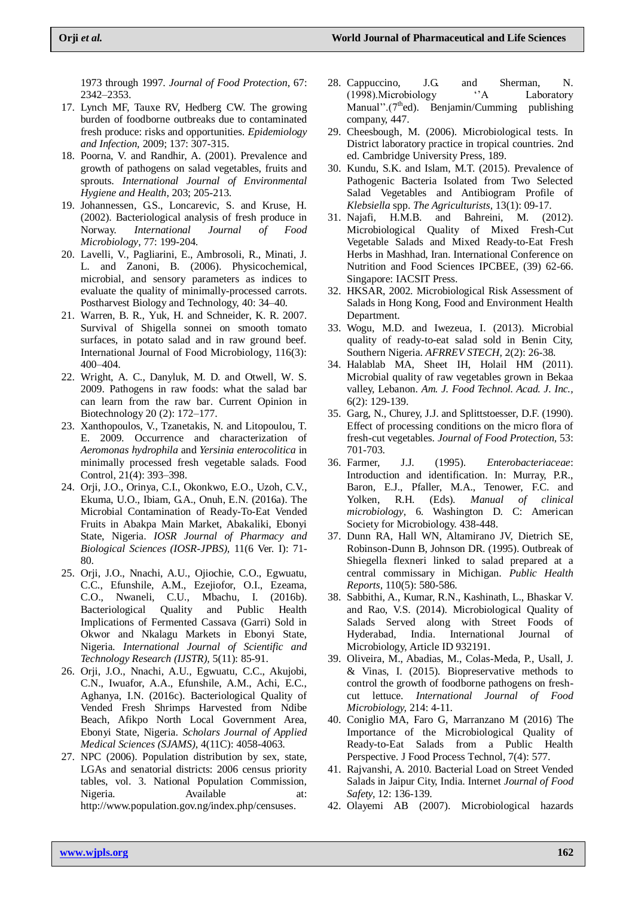1973 through 1997. *Journal of Food Protection*, 67: 2342–2353.

17. Lynch MF, Tauxe RV, Hedberg CW. The growing burden of foodborne outbreaks due to contaminated fresh produce: risks and opportunities. *Epidemiology and Infection*, 2009; 137: 307-315.
18. Poorna, V. and Randhir, A. (2001). Prevalence and growth of pathogens on salad vegetables, fruits and sprouts. *International Journal of Environmental Hygiene and Health*, 203; 205-213.
19. Johannessen, G.S., Loncarevic, S. and Kruse, H. (2002). Bacteriological analysis of fresh produce in Norway. *International Journal of Food Microbiology*, 77: 199-204.
20. Lavelli, V., Pagliarini, E., Ambrosoli, R., Minati, J. L. and Zanoni, B. (2006). Physicochemical, microbial, and sensory parameters as indices to evaluate the quality of minimally-processed carrots. Postharvest Biology and Technology, 40: 34–40.
21. Warren, B. R., Yuk, H. and Schneider, K. R. 2007. Survival of Shigella sonnei on smooth tomato surfaces, in potato salad and in raw ground beef. International Journal of Food Microbiology, 116(3): 400–404.
22. Wright, A. C., Danyluk, M. D. and Otwell, W. S. 2009. Pathogens in raw foods: what the salad bar can learn from the raw bar. Current Opinion in Biotechnology 20 (2): 172–177.
23. Xanthopoulos, V., Tzanetakis, N. and Litopoulou, T. E. 2009. Occurrence and characterization of *Aeromonas hydrophila* and *Yersinia enterocolitica* in minimally processed fresh vegetable salads. Food Control, 21(4): 393–398.
24. Orji, J.O., Orinya, C.I., Okonkwo, E.O., Uzoh, C.V., Ekuma, U.O., Ibiam, G.A., Onuh, E.N. (2016a). The Microbial Contamination of Ready-To-Eat Vended Fruits in Abakpa Main Market, Abakaliki, Ebonyi State, Nigeria. *IOSR Journal of Pharmacy and Biological Sciences (IOSR-JPBS)*, 11(6 Ver. I): 71-80.
25. Orji, J.O., Nnachi, A.U., Ojiochie, C.O., Egwuatu, C.C., Efunshile, A.M., Ezejiofor, O.I., Ezeama, C.O., Nwaneli, C.U., Mbachu, I. (2016b). Bacteriological Quality and Public Health Implications of Fermented Cassava (Garri) Sold in Okwor and Nkalagu Markets in Ebonyi State, Nigeria. *International Journal of Scientific and Technology Research (IJSTR)*, 5(11): 85-91.
26. Orji, J.O., Nnachi, A.U., Egwuatu, C.C., Akujobi, C.N., Iwuafor, A.A., Efunshile, A.M., Achi, E.C., Aghanya, I.N. (2016c). Bacteriological Quality of Vended Fresh Shrimps Harvested from Ndibe Beach, Afikpo North Local Government Area, Ebonyi State, Nigeria. *Scholars Journal of Applied Medical Sciences (SJAMS)*, 4(11C): 4058-4063.
27. NPC (2006). Population distribution by sex, state, LGAs and senatorial districts: 2006 census priority tables, vol. 3. National Population Commission, Nigeria. Available at: http://www.population.gov.ng/index.php/censuses.
28. Cappuccino, J.G. and Sherman, N. (1998).Microbiology ''A Laboratory Manual''.(7th ed). Benjamin/Cumming publishing company, 447.
29. Cheesbough, M. (2006). Microbiological tests. In District laboratory practice in tropical countries. 2nd ed. Cambridge University Press, 189.
30. Kundu, S.K. and Islam, M.T. (2015). Prevalence of Pathogenic Bacteria Isolated from Two Selected Salad Vegetables and Antibiogram Profile of *Klebsiella* spp. *The Agriculturists*, 13(1): 09-17.
31. Najafi, H.M.B. and Bahreini, M. (2012). Microbiological Quality of Mixed Fresh-Cut Vegetable Salads and Mixed Ready-to-Eat Fresh Herbs in Mashhad, Iran. International Conference on Nutrition and Food Sciences IPCBEE, (39) 62-66. Singapore: IACSIT Press.
32. HKSAR, 2002. Microbiological Risk Assessment of Salads in Hong Kong, Food and Environment Health Department.
33. Wogu, M.D. and Iwezeua, I. (2013). Microbial quality of ready-to-eat salad sold in Benin City, Southern Nigeria. *AFRREV STECH*, 2(2): 26-38.
34. Halablab MA, Sheet IH, Holail HM (2011). Microbial quality of raw vegetables grown in Bekaa valley, Lebanon. *Am. J. Food Technol. Acad. J. Inc.*, 6(2): 129-139.
35. Garg, N., Churey, J.J. and Splittstoesser, D.F. (1990). Effect of processing conditions on the micro flora of fresh-cut vegetables. *Journal of Food Protection*, 53: 701-703.
36. Farmer, J.J. (1995). *Enterobacteriaceae*: Introduction and identification. In: Murray, P.R., Baron, E.J., Pfaller, M.A., Tenower, F.C. and Yolken, R.H. (Eds). *Manual of clinical microbiology*, 6. Washington D. C: American Society for Microbiology. 438-448.
37. Dunn RA, Hall WN, Altamirano JV, Dietrich SE, Robinson-Dunn B, Johnson DR. (1995). Outbreak of Shiegella flexneri linked to salad prepared at a central commissary in Michigan. *Public Health Reports*, 110(5): 580-586.
38. Sabbithi, A., Kumar, R.N., Kashinath, L., Bhaskar V. and Rao, V.S. (2014). Microbiological Quality of Salads Served along with Street Foods of Hyderabad, India. International Journal of Microbiology, Article ID 932191.
39. Oliveira, M., Abadias, M., Colas-Meda, P., Usall, J. & Vinas, I. (2015). Biopreservative methods to control the growth of foodborne pathogens on fresh-cut lettuce. *International Journal of Food Microbiology*, 214: 4-11.
40. Coniglio MA, Faro G, Marranzano M (2016) The Importance of the Microbiological Quality of Ready-to-Eat Salads from a Public Health Perspective. J Food Process Technol, 7(4): 577.
41. Rajvanshi, A. 2010. Bacterial Load on Street Vended Salads in Jaipur City, India. Internet *Journal of Food Safety*, 12: 136-139.
42. Olayemi AB (2007). Microbiological hazards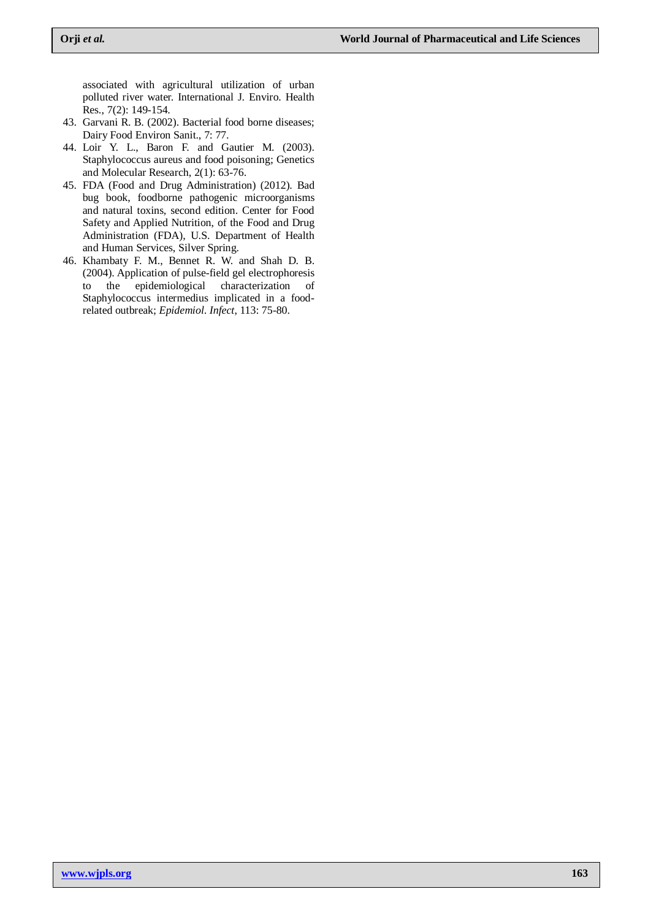associated with agricultural utilization of urban polluted river water. International J. Enviro. Health Res., 7(2): 149-154.

43. Garvani R. B. (2002). Bacterial food borne diseases; Dairy Food Environ Sanit., 7: 77.
44. Loir Y. L., Baron F. and Gautier M. (2003). Staphylococcus aureus and food poisoning; Genetics and Molecular Research, 2(1): 63-76.
45. FDA (Food and Drug Administration) (2012). Bad bug book, foodborne pathogenic microorganisms and natural toxins, second edition. Center for Food Safety and Applied Nutrition, of the Food and Drug Administration (FDA), U.S. Department of Health and Human Services, Silver Spring.
46. Khambaty F. M., Bennet R. W. and Shah D. B. (2004). Application of pulse-field gel electrophoresis to the epidemiological characterization of Staphylococcus intermedius implicated in a food-related outbreak; *Epidemiol. Infect*, 113: 75-80.